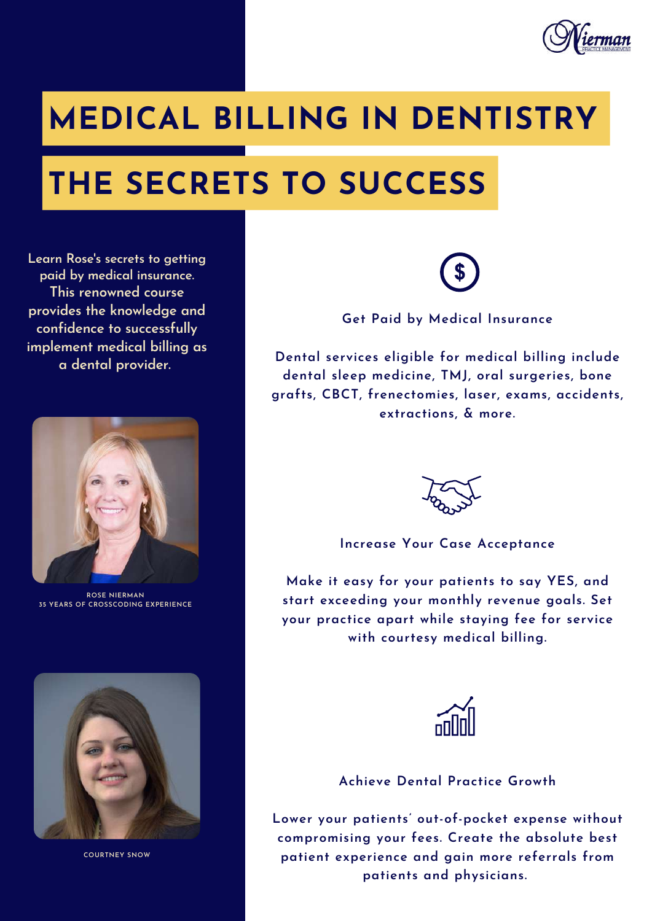# MEDICAL BILLING IN DENTISTRY

## THE SECRETS TO SUCCESS

Learn Rose's secrets to getting paid by medical insurance. This renowned course provides the knowledge and confidence to successfully implement medical billing as a dental provider.

ROSE NIERMAN
35 YEARS OF CROSSCODING EXPERIENCE

COURTNEY SNOW

### Get Paid by Medical Insurance

Dental services eligible for medical billing include dental sleep medicine, TMJ, oral surgeries, bone grafts, CBCT, frenectomies, laser, exams, accidents, extractions, & more.

### Increase Your Case Acceptance

Make it easy for your patients to say YES, and start exceeding your monthly revenue goals. Set your practice apart while staying fee for service with courtesy medical billing.

### Achieve Dental Practice Growth

Lower your patients' out-of-pocket expense without compromising your fees. Create the absolute best patient experience and gain more referrals from patients and physicians.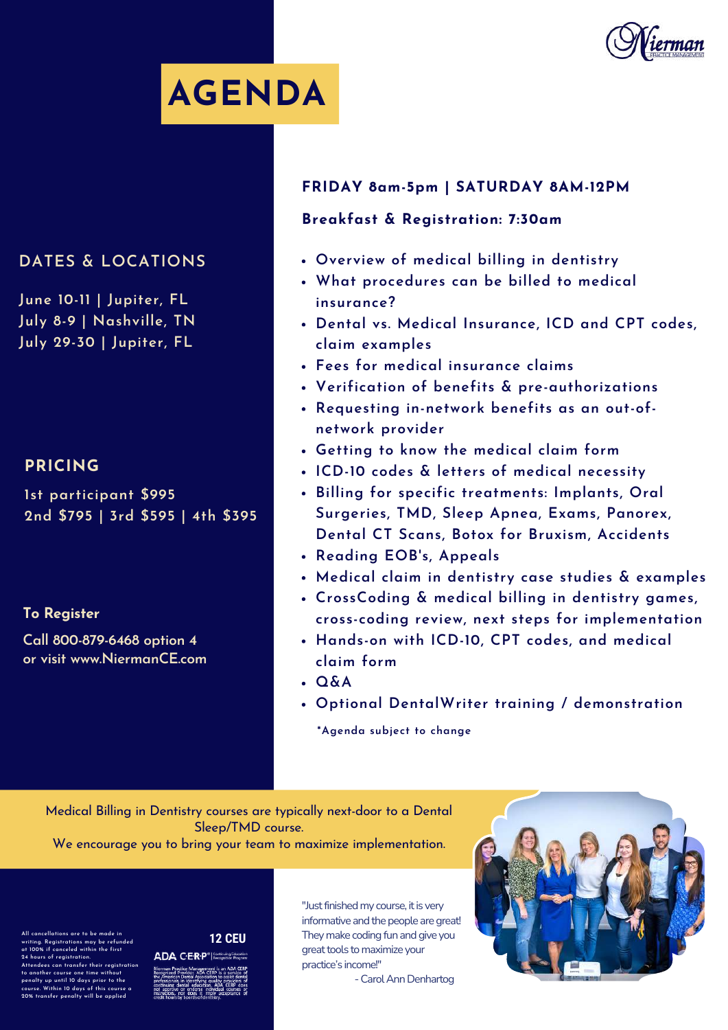# AGENDA

## DATES & LOCATIONS

June 10-11 | Jupiter, FL
July 8-9 | Nashville, TN
July 29-30 | Jupiter, FL

## PRICING

1st participant $995
2nd $795 | 3rd $595 | 4th $395

### To Register

Call 800-879-6468 option 4
or visit www.NiermanCE.com

### FRIDAY 8am-5pm | SATURDAY 8AM-12PM

**Breakfast & Registration: 7:30am**

- Overview of medical billing in dentistry
- What procedures can be billed to medical insurance?
- Dental vs. Medical Insurance, ICD and CPT codes, claim examples
- Fees for medical insurance claims
- Verification of benefits & pre-authorizations
- Requesting in-network benefits as an out-of-network provider
- Getting to know the medical claim form
- ICD-10 codes & letters of medical necessity
- Billing for specific treatments: Implants, Oral Surgeries, TMD, Sleep Apnea, Exams, Panorex, Dental CT Scans, Botox for Bruxism, Accidents
- Reading EOB's, Appeals
- Medical claim in dentistry case studies & examples
- CrossCoding & medical billing in dentistry games, cross-coding review, next steps for implementation
- Hands-on with ICD-10, CPT codes, and medical claim form
- Q&A
- Optional DentalWriter training / demonstration

*Agenda subject to change

Medical Billing in Dentistry courses are typically next-door to a Dental Sleep/TMD course.
We encourage you to bring your team to maximize implementation.

All cancellations are to be made in writing. Registrations may be refunded at 100% if canceled within the first 24 hours of registration. Attendees can transfer their registration to another course one time without penalty up until 10 days prior to the course. Within 10 days of this course a 20% transfer penalty will be applied

12 CEU

ADA CERP® | Continuing Education Recognition Program

Nierman Practice Management is an ADA CERP Recognized Provider. ADA CERP is a service of the American Dental Association to assist dental professionals in identifying quality providers of continuing dental education. ADA CERP does not approve or endorse individual courses or instructors, nor does it imply acceptance of credit hours by boards of dentistry.

"Just finished my course, it is very informative and the people are great! They make coding fun and give you great tools to maximize your practice's income!"
- Carol Ann Denhartog